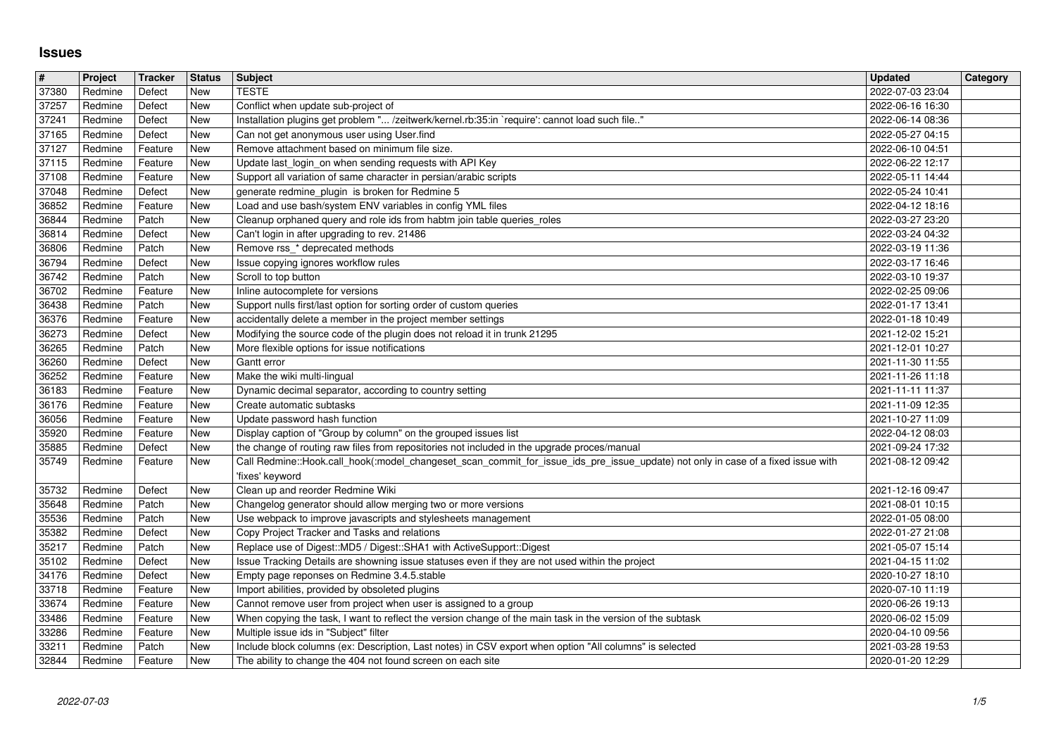# Issues

| # | Project | Tracker | Status | Subject | Updated | Category |
|---|---|---|---|---|---|---|
| 37380 | Redmine | Defect | New | TESTE | 2022-07-03 23:04 | |
| 37257 | Redmine | Defect | New | Conflict when update sub-project of | 2022-06-16 16:30 | |
| 37241 | Redmine | Defect | New | Installation plugins get problem "... /zeitwerk/kernel.rb:35:in `require': cannot load such file.." | 2022-06-14 08:36 | |
| 37165 | Redmine | Defect | New | Can not get anonymous user using User.find | 2022-05-27 04:15 | |
| 37127 | Redmine | Feature | New | Remove attachment based on minimum file size. | 2022-06-10 04:51 | |
| 37115 | Redmine | Feature | New | Update last_login_on when sending requests with API Key | 2022-06-22 12:17 | |
| 37108 | Redmine | Feature | New | Support all variation of same character in persian/arabic scripts | 2022-05-11 14:44 | |
| 37048 | Redmine | Defect | New | generate redmine_plugin is broken for Redmine 5 | 2022-05-24 10:41 | |
| 36852 | Redmine | Feature | New | Load and use bash/system ENV variables in config YML files | 2022-04-12 18:16 | |
| 36844 | Redmine | Patch | New | Cleanup orphaned query and role ids from habtm join table queries_roles | 2022-03-27 23:20 | |
| 36814 | Redmine | Defect | New | Can't login in after upgrading to rev. 21486 | 2022-03-24 04:32 | |
| 36806 | Redmine | Patch | New | Remove rss_* deprecated methods | 2022-03-19 11:36 | |
| 36794 | Redmine | Defect | New | Issue copying ignores workflow rules | 2022-03-17 16:46 | |
| 36742 | Redmine | Patch | New | Scroll to top button | 2022-03-10 19:37 | |
| 36702 | Redmine | Feature | New | Inline autocomplete for versions | 2022-02-25 09:06 | |
| 36438 | Redmine | Patch | New | Support nulls first/last option for sorting order of custom queries | 2022-01-17 13:41 | |
| 36376 | Redmine | Feature | New | accidentally delete a member in the project member settings | 2022-01-18 10:49 | |
| 36273 | Redmine | Defect | New | Modifying the source code of the plugin does not reload it in trunk 21295 | 2021-12-02 15:21 | |
| 36265 | Redmine | Patch | New | More flexible options for issue notifications | 2021-12-01 10:27 | |
| 36260 | Redmine | Defect | New | Gantt error | 2021-11-30 11:55 | |
| 36252 | Redmine | Feature | New | Make the wiki multi-lingual | 2021-11-26 11:18 | |
| 36183 | Redmine | Feature | New | Dynamic decimal separator, according to country setting | 2021-11-11 11:37 | |
| 36176 | Redmine | Feature | New | Create automatic subtasks | 2021-11-09 12:35 | |
| 36056 | Redmine | Feature | New | Update password hash function | 2021-10-27 11:09 | |
| 35920 | Redmine | Feature | New | Display caption of "Group by column" on the grouped issues list | 2022-04-12 08:03 | |
| 35885 | Redmine | Defect | New | the change of routing raw files from repositories not included in the upgrade proces/manual | 2021-09-24 17:32 | |
| 35749 | Redmine | Feature | New | Call Redmine::Hook.call_hook(:model_changeset_scan_commit_for_issue_ids_pre_issue_update) not only in case of a fixed issue with 'fixes' keyword | 2021-08-12 09:42 | |
| 35732 | Redmine | Defect | New | Clean up and reorder Redmine Wiki | 2021-12-16 09:47 | |
| 35648 | Redmine | Patch | New | Changelog generator should allow merging two or more versions | 2021-08-01 10:15 | |
| 35536 | Redmine | Patch | New | Use webpack to improve javascripts and stylesheets management | 2022-01-05 08:00 | |
| 35382 | Redmine | Defect | New | Copy Project Tracker and Tasks and relations | 2022-01-27 21:08 | |
| 35217 | Redmine | Patch | New | Replace use of Digest::MD5 / Digest::SHA1 with ActiveSupport::Digest | 2021-05-07 15:14 | |
| 35102 | Redmine | Defect | New | Issue Tracking Details are showning issue statuses even if they are not used within the project | 2021-04-15 11:02 | |
| 34176 | Redmine | Defect | New | Empty page reponses on Redmine 3.4.5.stable | 2020-10-27 18:10 | |
| 33718 | Redmine | Feature | New | Import abilities, provided by obsoleted plugins | 2020-07-10 11:19 | |
| 33674 | Redmine | Feature | New | Cannot remove user from project when user is assigned to a group | 2020-06-26 19:13 | |
| 33486 | Redmine | Feature | New | When copying the task, I want to reflect the version change of the main task in the version of the subtask | 2020-06-02 15:09 | |
| 33286 | Redmine | Feature | New | Multiple issue ids in "Subject" filter | 2020-04-10 09:56 | |
| 33211 | Redmine | Patch | New | Include block columns (ex: Description, Last notes) in CSV export when option "All columns" is selected | 2021-03-28 19:53 | |
| 32844 | Redmine | Feature | New | The ability to change the 404 not found screen on each site | 2020-01-20 12:29 | |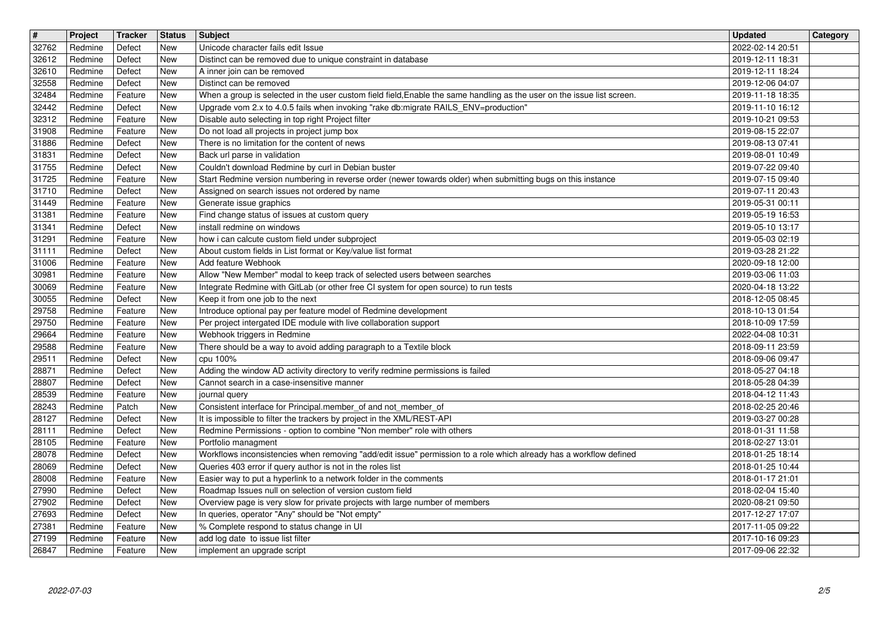| # | Project | Tracker | Status | Subject | Updated | Category |
| --- | --- | --- | --- | --- | --- | --- |
| 32762 | Redmine | Defect | New | Unicode character fails edit Issue | 2022-02-14 20:51 | |
| 32612 | Redmine | Defect | New | Distinct can be removed due to unique constraint in database | 2019-12-11 18:31 | |
| 32610 | Redmine | Defect | New | A inner join can be removed | 2019-12-11 18:24 | |
| 32558 | Redmine | Defect | New | Distinct can be removed | 2019-12-06 04:07 | |
| 32484 | Redmine | Feature | New | When a group is selected in the user custom field field,Enable the same handling as the user on the issue list screen. | 2019-11-18 18:35 | |
| 32442 | Redmine | Defect | New | Upgrade vom 2.x to 4.0.5 fails when invoking "rake db:migrate RAILS_ENV=production" | 2019-11-10 16:12 | |
| 32312 | Redmine | Feature | New | Disable auto selecting in top right Project filter | 2019-10-21 09:53 | |
| 31908 | Redmine | Feature | New | Do not load all projects in project jump box | 2019-08-15 22:07 | |
| 31886 | Redmine | Defect | New | There is no limitation for the content of news | 2019-08-13 07:41 | |
| 31831 | Redmine | Defect | New | Back url parse in validation | 2019-08-01 10:49 | |
| 31755 | Redmine | Defect | New | Couldn't download Redmine by curl in Debian buster | 2019-07-22 09:40 | |
| 31725 | Redmine | Feature | New | Start Redmine version numbering in reverse order (newer towards older) when submitting bugs on this instance | 2019-07-15 09:40 | |
| 31710 | Redmine | Defect | New | Assigned on search issues not ordered by name | 2019-07-11 20:43 | |
| 31449 | Redmine | Feature | New | Generate issue graphics | 2019-05-31 00:11 | |
| 31381 | Redmine | Feature | New | Find change status of issues at custom query | 2019-05-19 16:53 | |
| 31341 | Redmine | Defect | New | install redmine on windows | 2019-05-10 13:17 | |
| 31291 | Redmine | Feature | New | how i can calcute custom field under subproject | 2019-05-03 02:19 | |
| 31111 | Redmine | Defect | New | About custom fields in List format or Key/value list format | 2019-03-28 21:22 | |
| 31006 | Redmine | Feature | New | Add feature Webhook | 2020-09-18 12:00 | |
| 30981 | Redmine | Feature | New | Allow "New Member" modal to keep track of selected users between searches | 2019-03-06 11:03 | |
| 30069 | Redmine | Feature | New | Integrate Redmine with GitLab (or other free CI system for open source) to run tests | 2020-04-18 13:22 | |
| 30055 | Redmine | Defect | New | Keep it from one job to the next | 2018-12-05 08:45 | |
| 29758 | Redmine | Feature | New | Introduce optional pay per feature model of Redmine development | 2018-10-13 01:54 | |
| 29750 | Redmine | Feature | New | Per project intergated IDE module with live collaboration support | 2018-10-09 17:59 | |
| 29664 | Redmine | Feature | New | Webhook triggers in Redmine | 2022-04-08 10:31 | |
| 29588 | Redmine | Feature | New | There should be a way to avoid adding paragraph to a Textile block | 2018-09-11 23:59 | |
| 29511 | Redmine | Defect | New | cpu 100% | 2018-09-06 09:47 | |
| 28871 | Redmine | Defect | New | Adding the window AD activity directory to verify redmine permissions is failed | 2018-05-27 04:18 | |
| 28807 | Redmine | Defect | New | Cannot search in a case-insensitive manner | 2018-05-28 04:39 | |
| 28539 | Redmine | Feature | New | journal query | 2018-04-12 11:43 | |
| 28243 | Redmine | Patch | New | Consistent interface for Principal.member_of and not_member_of | 2018-02-25 20:46 | |
| 28127 | Redmine | Defect | New | It is impossible to filter the trackers by project in the XML/REST-API | 2019-03-27 00:28 | |
| 28111 | Redmine | Defect | New | Redmine Permissions - option to combine "Non member" role with others | 2018-01-31 11:58 | |
| 28105 | Redmine | Feature | New | Portfolio managment | 2018-02-27 13:01 | |
| 28078 | Redmine | Defect | New | Workflows inconsistencies when removing "add/edit issue" permission to a role which already has a workflow defined | 2018-01-25 18:14 | |
| 28069 | Redmine | Defect | New | Queries 403 error if query author is not in the roles list | 2018-01-25 10:44 | |
| 28008 | Redmine | Feature | New | Easier way to put a hyperlink to a network folder in the comments | 2018-01-17 21:01 | |
| 27990 | Redmine | Defect | New | Roadmap Issues null on selection of version custom field | 2018-02-04 15:40 | |
| 27902 | Redmine | Defect | New | Overview page is very slow for private projects with large number of members | 2020-08-21 09:50 | |
| 27693 | Redmine | Defect | New | In queries, operator "Any" should be "Not empty" | 2017-12-27 17:07 | |
| 27381 | Redmine | Feature | New | % Complete respond to status change in UI | 2017-11-05 09:22 | |
| 27199 | Redmine | Feature | New | add log date to issue list filter | 2017-10-16 09:23 | |
| 26847 | Redmine | Feature | New | implement an upgrade script | 2017-09-06 22:32 | |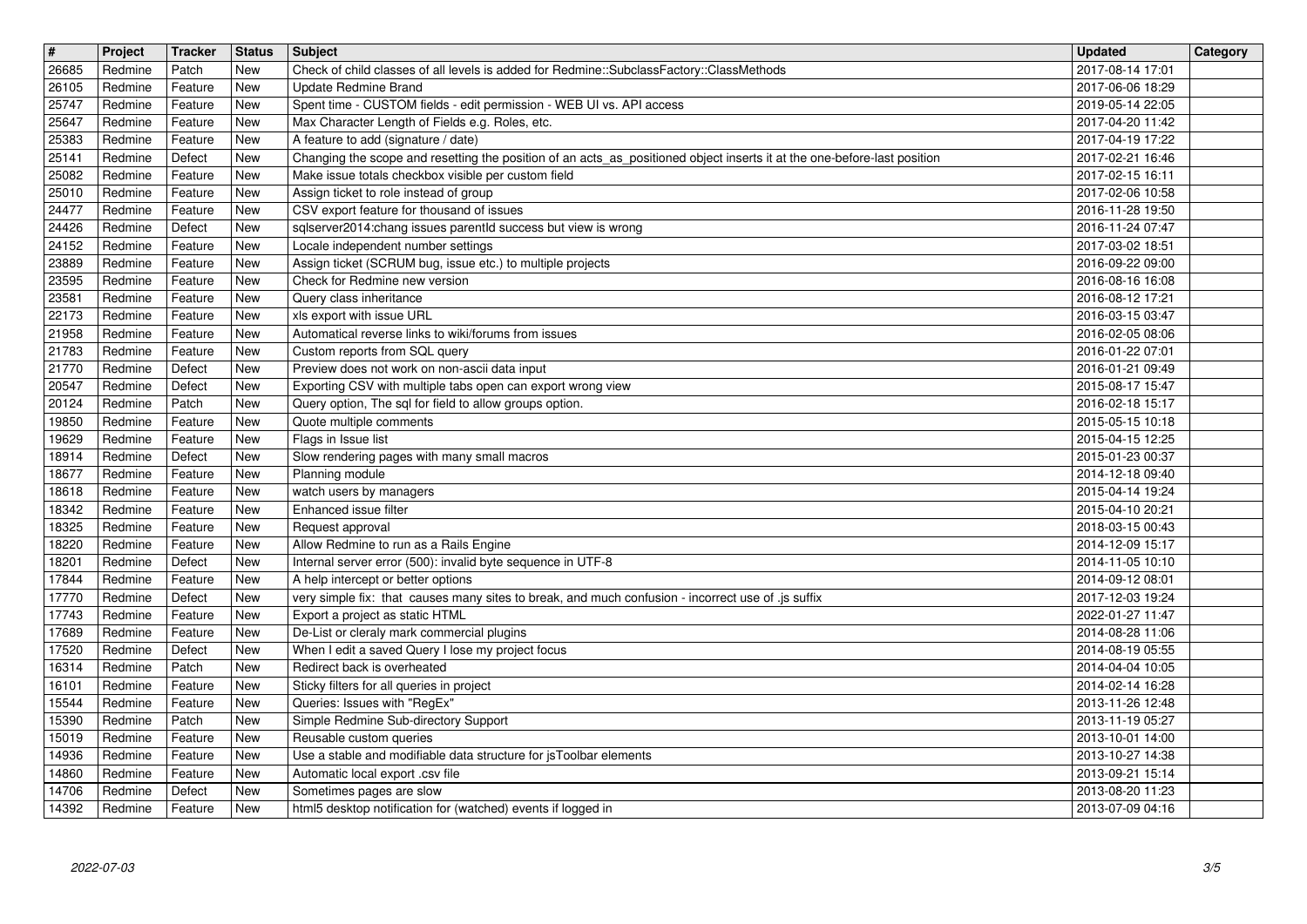| # | Project | Tracker | Status | Subject | Updated | Category |
|---|---|---|---|---|---|---|
| 26685 | Redmine | Patch | New | Check of child classes of all levels is added for Redmine::SubclassFactory::ClassMethods | 2017-08-14 17:01 | |
| 26105 | Redmine | Feature | New | Update Redmine Brand | 2017-06-06 18:29 | |
| 25747 | Redmine | Feature | New | Spent time - CUSTOM fields - edit permission - WEB UI vs. API access | 2019-05-14 22:05 | |
| 25647 | Redmine | Feature | New | Max Character Length of Fields e.g. Roles, etc. | 2017-04-20 11:42 | |
| 25383 | Redmine | Feature | New | A feature to add (signature / date) | 2017-04-19 17:22 | |
| 25141 | Redmine | Defect | New | Changing the scope and resetting the position of an acts_as_positioned object inserts it at the one-before-last position | 2017-02-21 16:46 | |
| 25082 | Redmine | Feature | New | Make issue totals checkbox visible per custom field | 2017-02-15 16:11 | |
| 25010 | Redmine | Feature | New | Assign ticket to role instead of group | 2017-02-06 10:58 | |
| 24477 | Redmine | Feature | New | CSV export feature for thousand of issues | 2016-11-28 19:50 | |
| 24426 | Redmine | Defect | New | sqlserver2014:chang issues parentId success but view is wrong | 2016-11-24 07:47 | |
| 24152 | Redmine | Feature | New | Locale independent number settings | 2017-03-02 18:51 | |
| 23889 | Redmine | Feature | New | Assign ticket (SCRUM bug, issue etc.) to multiple projects | 2016-09-22 09:00 | |
| 23595 | Redmine | Feature | New | Check for Redmine new version | 2016-08-16 16:08 | |
| 23581 | Redmine | Feature | New | Query class inheritance | 2016-08-12 17:21 | |
| 22173 | Redmine | Feature | New | xls export with issue URL | 2016-03-15 03:47 | |
| 21958 | Redmine | Feature | New | Automatical reverse links to wiki/forums from issues | 2016-02-05 08:06 | |
| 21783 | Redmine | Feature | New | Custom reports from SQL query | 2016-01-22 07:01 | |
| 21770 | Redmine | Defect | New | Preview does not work on non-ascii data input | 2016-01-21 09:49 | |
| 20547 | Redmine | Defect | New | Exporting CSV with multiple tabs open can export wrong view | 2015-08-17 15:47 | |
| 20124 | Redmine | Patch | New | Query option, The sql for field to allow groups option. | 2016-02-18 15:17 | |
| 19850 | Redmine | Feature | New | Quote multiple comments | 2015-05-15 10:18 | |
| 19629 | Redmine | Feature | New | Flags in Issue list | 2015-04-15 12:25 | |
| 18914 | Redmine | Defect | New | Slow rendering pages with many small macros | 2015-01-23 00:37 | |
| 18677 | Redmine | Feature | New | Planning module | 2014-12-18 09:40 | |
| 18618 | Redmine | Feature | New | watch users by managers | 2015-04-14 19:24 | |
| 18342 | Redmine | Feature | New | Enhanced issue filter | 2015-04-10 20:21 | |
| 18325 | Redmine | Feature | New | Request approval | 2018-03-15 00:43 | |
| 18220 | Redmine | Feature | New | Allow Redmine to run as a Rails Engine | 2014-12-09 15:17 | |
| 18201 | Redmine | Defect | New | Internal server error (500): invalid byte sequence in UTF-8 | 2014-11-05 10:10 | |
| 17844 | Redmine | Feature | New | A help intercept or better options | 2014-09-12 08:01 | |
| 17770 | Redmine | Defect | New | very simple fix: that causes many sites to break, and much confusion - incorrect use of .js suffix | 2017-12-03 19:24 | |
| 17743 | Redmine | Feature | New | Export a project as static HTML | 2022-01-27 11:47 | |
| 17689 | Redmine | Feature | New | De-List or cleraly mark commercial plugins | 2014-08-28 11:06 | |
| 17520 | Redmine | Defect | New | When I edit a saved Query I lose my project focus | 2014-08-19 05:55 | |
| 16314 | Redmine | Patch | New | Redirect back is overheated | 2014-04-04 10:05 | |
| 16101 | Redmine | Feature | New | Sticky filters for all queries in project | 2014-02-14 16:28 | |
| 15544 | Redmine | Feature | New | Queries: Issues with "RegEx" | 2013-11-26 12:48 | |
| 15390 | Redmine | Patch | New | Simple Redmine Sub-directory Support | 2013-11-19 05:27 | |
| 15019 | Redmine | Feature | New | Reusable custom queries | 2013-10-01 14:00 | |
| 14936 | Redmine | Feature | New | Use a stable and modifiable data structure for jsToolbar elements | 2013-10-27 14:38 | |
| 14860 | Redmine | Feature | New | Automatic local export .csv file | 2013-09-21 15:14 | |
| 14706 | Redmine | Defect | New | Sometimes pages are slow | 2013-08-20 11:23 | |
| 14392 | Redmine | Feature | New | html5 desktop notification for (watched) events if logged in | 2013-07-09 04:16 | |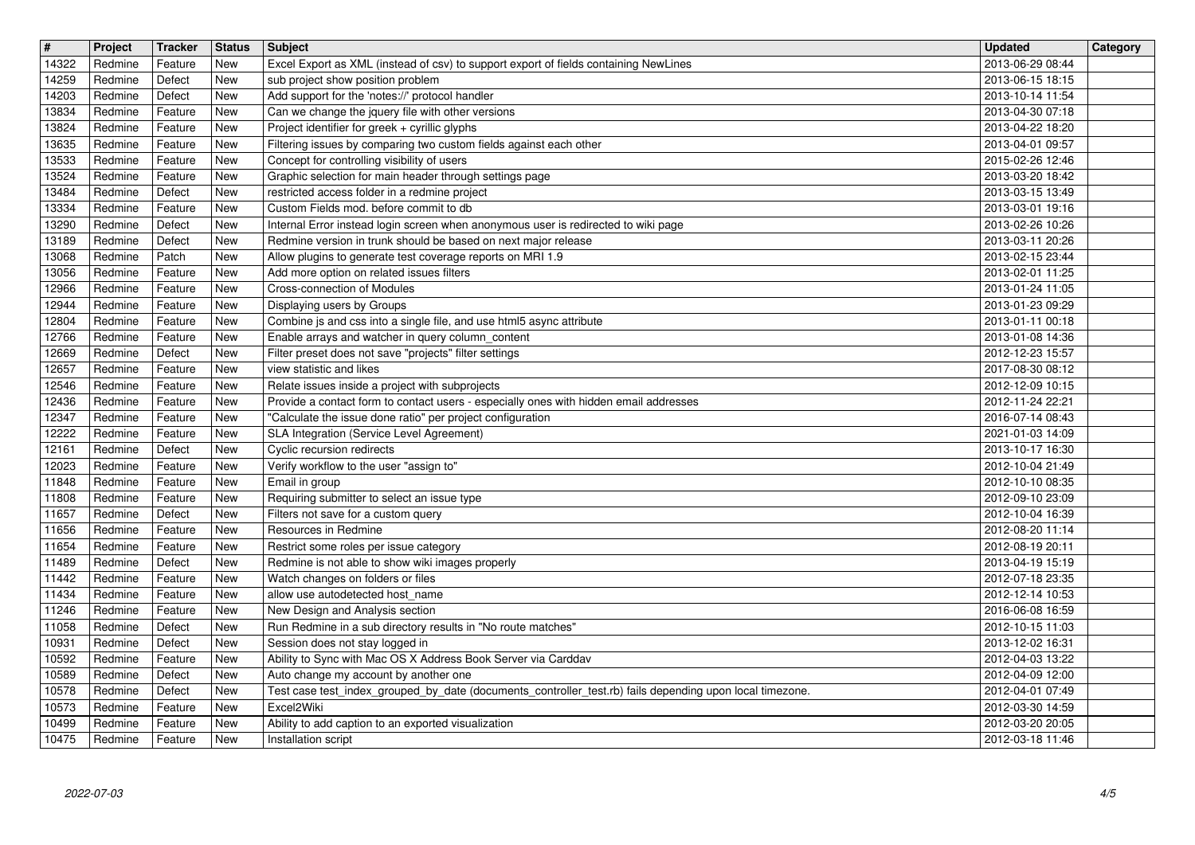| # | Project | Tracker | Status | Subject | Updated | Category |
|---|---|---|---|---|---|---|
| 14322 | Redmine | Feature | New | Excel Export as XML (instead of csv) to support export of fields containing NewLines | 2013-06-29 08:44 | |
| 14259 | Redmine | Defect | New | sub project show position problem | 2013-06-15 18:15 | |
| 14203 | Redmine | Defect | New | Add support for the 'notes://' protocol handler | 2013-10-14 11:54 | |
| 13834 | Redmine | Feature | New | Can we change the jquery file with other versions | 2013-04-30 07:18 | |
| 13824 | Redmine | Feature | New | Project identifier for greek + cyrillic glyphs | 2013-04-22 18:20 | |
| 13635 | Redmine | Feature | New | Filtering issues by comparing two custom fields against each other | 2013-04-01 09:57 | |
| 13533 | Redmine | Feature | New | Concept for controlling visibility of users | 2015-02-26 12:46 | |
| 13524 | Redmine | Feature | New | Graphic selection for main header through settings page | 2013-03-20 18:42 | |
| 13484 | Redmine | Defect | New | restricted access folder in a redmine project | 2013-03-15 13:49 | |
| 13334 | Redmine | Feature | New | Custom Fields mod. before commit to db | 2013-03-01 19:16 | |
| 13290 | Redmine | Defect | New | Internal Error instead login screen when anonymous user is redirected to wiki page | 2013-02-26 10:26 | |
| 13189 | Redmine | Defect | New | Redmine version in trunk should be based on next major release | 2013-03-11 20:26 | |
| 13068 | Redmine | Patch | New | Allow plugins to generate test coverage reports on MRI 1.9 | 2013-02-15 23:44 | |
| 13056 | Redmine | Feature | New | Add more option on related issues filters | 2013-02-01 11:25 | |
| 12966 | Redmine | Feature | New | Cross-connection of Modules | 2013-01-24 11:05 | |
| 12944 | Redmine | Feature | New | Displaying users by Groups | 2013-01-23 09:29 | |
| 12804 | Redmine | Feature | New | Combine js and css into a single file, and use html5 async attribute | 2013-01-11 00:18 | |
| 12766 | Redmine | Feature | New | Enable arrays and watcher in query column_content | 2013-01-08 14:36 | |
| 12669 | Redmine | Defect | New | Filter preset does not save "projects" filter settings | 2012-12-23 15:57 | |
| 12657 | Redmine | Feature | New | view statistic and likes | 2017-08-30 08:12 | |
| 12546 | Redmine | Feature | New | Relate issues inside a project with subprojects | 2012-12-09 10:15 | |
| 12436 | Redmine | Feature | New | Provide a contact form to contact users - especially ones with hidden email addresses | 2012-11-24 22:21 | |
| 12347 | Redmine | Feature | New | "Calculate the issue done ratio" per project configuration | 2016-07-14 08:43 | |
| 12222 | Redmine | Feature | New | SLA Integration (Service Level Agreement) | 2021-01-03 14:09 | |
| 12161 | Redmine | Defect | New | Cyclic recursion redirects | 2013-10-17 16:30 | |
| 12023 | Redmine | Feature | New | Verify workflow to the user "assign to" | 2012-10-04 21:49 | |
| 11848 | Redmine | Feature | New | Email in group | 2012-10-10 08:35 | |
| 11808 | Redmine | Feature | New | Requiring submitter to select an issue type | 2012-09-10 23:09 | |
| 11657 | Redmine | Defect | New | Filters not save for a custom query | 2012-10-04 16:39 | |
| 11656 | Redmine | Feature | New | Resources in Redmine | 2012-08-20 11:14 | |
| 11654 | Redmine | Feature | New | Restrict some roles per issue category | 2012-08-19 20:11 | |
| 11489 | Redmine | Defect | New | Redmine is not able to show wiki images properly | 2013-04-19 15:19 | |
| 11442 | Redmine | Feature | New | Watch changes on folders or files | 2012-07-18 23:35 | |
| 11434 | Redmine | Feature | New | allow use autodetected host_name | 2012-12-14 10:53 | |
| 11246 | Redmine | Feature | New | New Design and Analysis section | 2016-06-08 16:59 | |
| 11058 | Redmine | Defect | New | Run Redmine in a sub directory results in "No route matches" | 2012-10-15 11:03 | |
| 10931 | Redmine | Defect | New | Session does not stay logged in | 2013-12-02 16:31 | |
| 10592 | Redmine | Feature | New | Ability to Sync with Mac OS X Address Book Server via Carddav | 2012-04-03 13:22 | |
| 10589 | Redmine | Defect | New | Auto change my account by another one | 2012-04-09 12:00 | |
| 10578 | Redmine | Defect | New | Test case test_index_grouped_by_date (documents_controller_test.rb) fails depending upon local timezone. | 2012-04-01 07:49 | |
| 10573 | Redmine | Feature | New | Excel2Wiki | 2012-03-30 14:59 | |
| 10499 | Redmine | Feature | New | Ability to add caption to an exported visualization | 2012-03-20 20:05 | |
| 10475 | Redmine | Feature | New | Installation script | 2012-03-18 11:46 | |

2022-07-03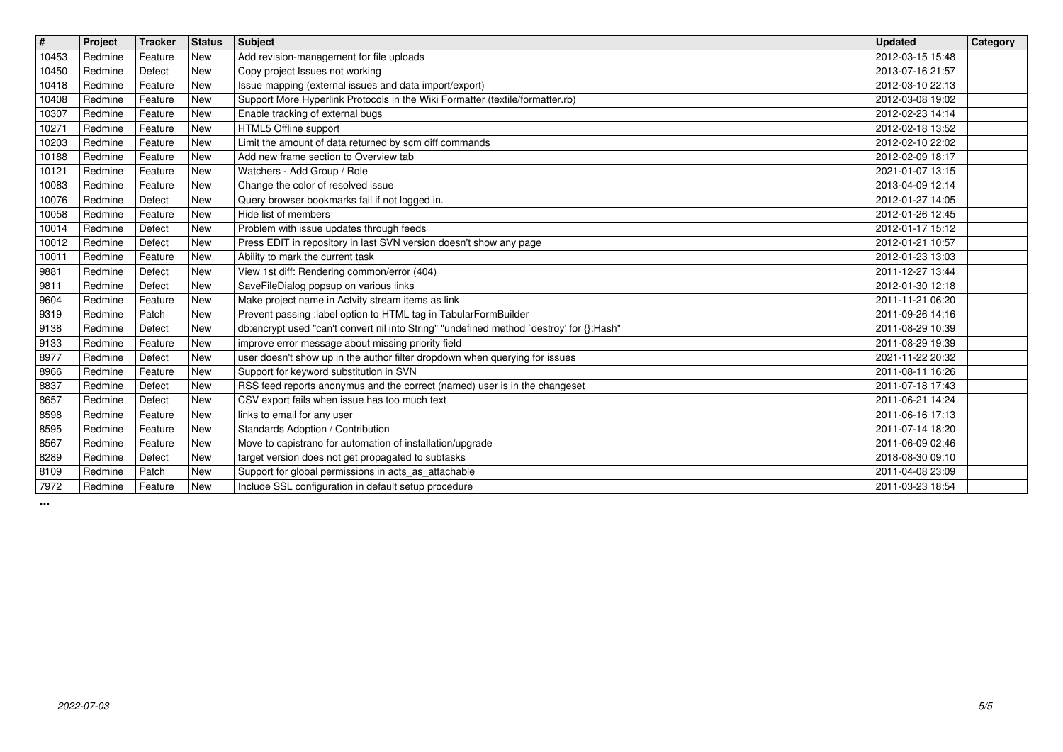| # | Project | Tracker | Status | Subject | Updated | Category |
|---|---|---|---|---|---|---|
| 10453 | Redmine | Feature | New | Add revision-management for file uploads | 2012-03-15 15:48 | |
| 10450 | Redmine | Defect | New | Copy project Issues not working | 2013-07-16 21:57 | |
| 10418 | Redmine | Feature | New | Issue mapping (external issues and data import/export) | 2012-03-10 22:13 | |
| 10408 | Redmine | Feature | New | Support More Hyperlink Protocols in the Wiki Formatter (textile/formatter.rb) | 2012-03-08 19:02 | |
| 10307 | Redmine | Feature | New | Enable tracking of external bugs | 2012-02-23 14:14 | |
| 10271 | Redmine | Feature | New | HTML5 Offline support | 2012-02-18 13:52 | |
| 10203 | Redmine | Feature | New | Limit the amount of data returned by scm diff commands | 2012-02-10 22:02 | |
| 10188 | Redmine | Feature | New | Add new frame section to Overview tab | 2012-02-09 18:17 | |
| 10121 | Redmine | Feature | New | Watchers - Add Group / Role | 2021-01-07 13:15 | |
| 10083 | Redmine | Feature | New | Change the color of resolved issue | 2013-04-09 12:14 | |
| 10076 | Redmine | Defect | New | Query browser bookmarks fail if not logged in. | 2012-01-27 14:05 | |
| 10058 | Redmine | Feature | New | Hide list of members | 2012-01-26 12:45 | |
| 10014 | Redmine | Defect | New | Problem with issue updates through feeds | 2012-01-17 15:12 | |
| 10012 | Redmine | Defect | New | Press EDIT in repository in last SVN version doesn't show any page | 2012-01-21 10:57 | |
| 10011 | Redmine | Feature | New | Ability to mark the current task | 2012-01-23 13:03 | |
| 9881 | Redmine | Defect | New | View 1st diff: Rendering common/error (404) | 2011-12-27 13:44 | |
| 9811 | Redmine | Defect | New | SaveFileDialog popsup on various links | 2012-01-30 12:18 | |
| 9604 | Redmine | Feature | New | Make project name in Actvity stream items as link | 2011-11-21 06:20 | |
| 9319 | Redmine | Patch | New | Prevent passing :label option to HTML tag in TabularFormBuilder | 2011-09-26 14:16 | |
| 9138 | Redmine | Defect | New | db:encrypt used "can't convert nil into String" "undefined method `destroy' for {}:Hash" | 2011-08-29 10:39 | |
| 9133 | Redmine | Feature | New | improve error message about missing priority field | 2011-08-29 19:39 | |
| 8977 | Redmine | Defect | New | user doesn't show up in the author filter dropdown when querying for issues | 2021-11-22 20:32 | |
| 8966 | Redmine | Feature | New | Support for keyword substitution in SVN | 2011-08-11 16:26 | |
| 8837 | Redmine | Defect | New | RSS feed reports anonymus and the correct (named) user is in the changeset | 2011-07-18 17:43 | |
| 8657 | Redmine | Defect | New | CSV export fails when issue has too much text | 2011-06-21 14:24 | |
| 8598 | Redmine | Feature | New | links to email for any user | 2011-06-16 17:13 | |
| 8595 | Redmine | Feature | New | Standards Adoption / Contribution | 2011-07-14 18:20 | |
| 8567 | Redmine | Feature | New | Move to capistrano for automation of installation/upgrade | 2011-06-09 02:46 | |
| 8289 | Redmine | Defect | New | target version does not get propagated to subtasks | 2018-08-30 09:10 | |
| 8109 | Redmine | Patch | New | Support for global permissions in acts_as_attachable | 2011-04-08 23:09 | |
| 7972 | Redmine | Feature | New | Include SSL configuration in default setup procedure | 2011-03-23 18:54 | |

...